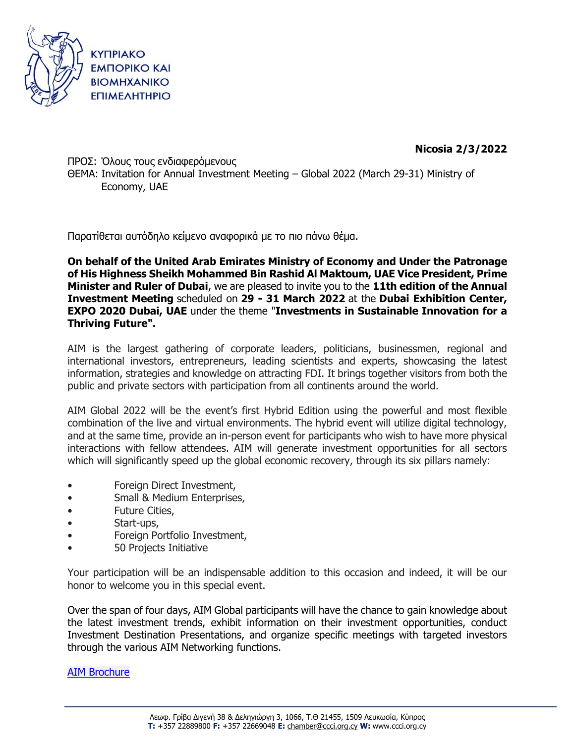ΚΥΠΡΙΑΚΟ ΕΜΠΟΡΙΚΟ ΚΑΙ ΒΙΟΜΗΧΑΝΙΚΟ ΕΠΙΜΕΛΗΤΗΡΙΟ

**Nicosia 2/3/2022**

ΠΡΟΣ: Όλους τους ενδιαφερόμενους
ΘΕΜΑ: Invitation for Annual Investment Meeting – Global 2022 (March 29-31) Ministry of Economy, UAE

Παρατίθεται αυτόδηλο κείμενο αναφορικά με το πιο πάνω θέμα.

**On behalf of the United Arab Emirates Ministry of Economy and Under the Patronage of His Highness Sheikh Mohammed Bin Rashid Al Maktoum, UAE Vice President, Prime Minister and Ruler of Dubai**, we are pleased to invite you to the **11th edition of the Annual Investment Meeting** scheduled on **29 - 31 March 2022** at the **Dubai Exhibition Center, EXPO 2020 Dubai, UAE** under the theme "**Investments in Sustainable Innovation for a Thriving Future".**

AIM is the largest gathering of corporate leaders, politicians, businessmen, regional and international investors, entrepreneurs, leading scientists and experts, showcasing the latest information, strategies and knowledge on attracting FDI. It brings together visitors from both the public and private sectors with participation from all continents around the world.

AIM Global 2022 will be the event's first Hybrid Edition using the powerful and most flexible combination of the live and virtual environments. The hybrid event will utilize digital technology, and at the same time, provide an in-person event for participants who wish to have more physical interactions with fellow attendees. AIM will generate investment opportunities for all sectors which will significantly speed up the global economic recovery, through its six pillars namely:

- Foreign Direct Investment,
- Small & Medium Enterprises,
- Future Cities,
- Start-ups,
- Foreign Portfolio Investment,
- 50 Projects Initiative

Your participation will be an indispensable addition to this occasion and indeed, it will be our honor to welcome you in this special event.

Over the span of four days, AIM Global participants will have the chance to gain knowledge about the latest investment trends, exhibit information on their investment opportunities, conduct Investment Destination Presentations, and organize specific meetings with targeted investors through the various AIM Networking functions.

[AIM Brochure]